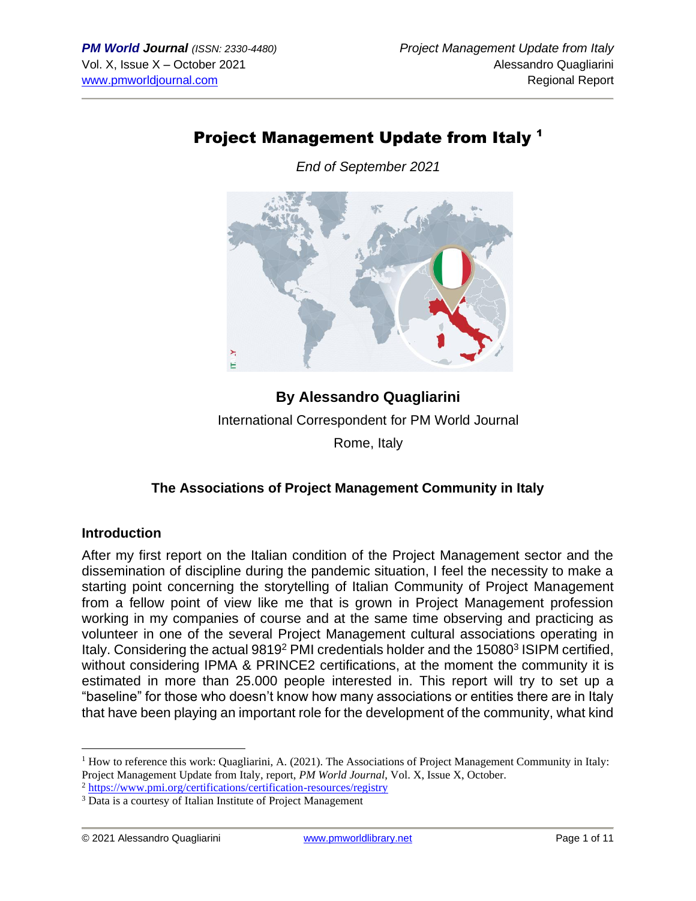# Project Management Update from Italy [1]

*End of September 2021*

**By Alessandro Quagliarini**

International Correspondent for PM World Journal

Rome, Italy

## The Associations of Project Management Community in Italy

### Introduction

After my first report on the Italian condition of the Project Management sector and the dissemination of discipline during the pandemic situation, I feel the necessity to make a starting point concerning the storytelling of Italian Community of Project Management from a fellow point of view like me that is grown in Project Management profession working in my companies of course and at the same time observing and practicing as volunteer in one of the several Project Management cultural associations operating in Italy. Considering the actual 9819[2] PMI credentials holder and the 15080[3] ISIPM certified, without considering IPMA & PRINCE2 certifications, at the moment the community it is estimated in more than 25.000 people interested in. This report will try to set up a "baseline" for those who doesn't know how many associations or entities there are in Italy that have been playing an important role for the development of the community, what kind

---

[1] How to reference this work: Quagliarini, A. (2021). The Associations of Project Management Community in Italy: Project Management Update from Italy, report, *PM World Journal*, Vol. X, Issue X, October.

[2] https://www.pmi.org/certifications/certification-resources/registry

[3] Data is a courtesy of Italian Institute of Project Management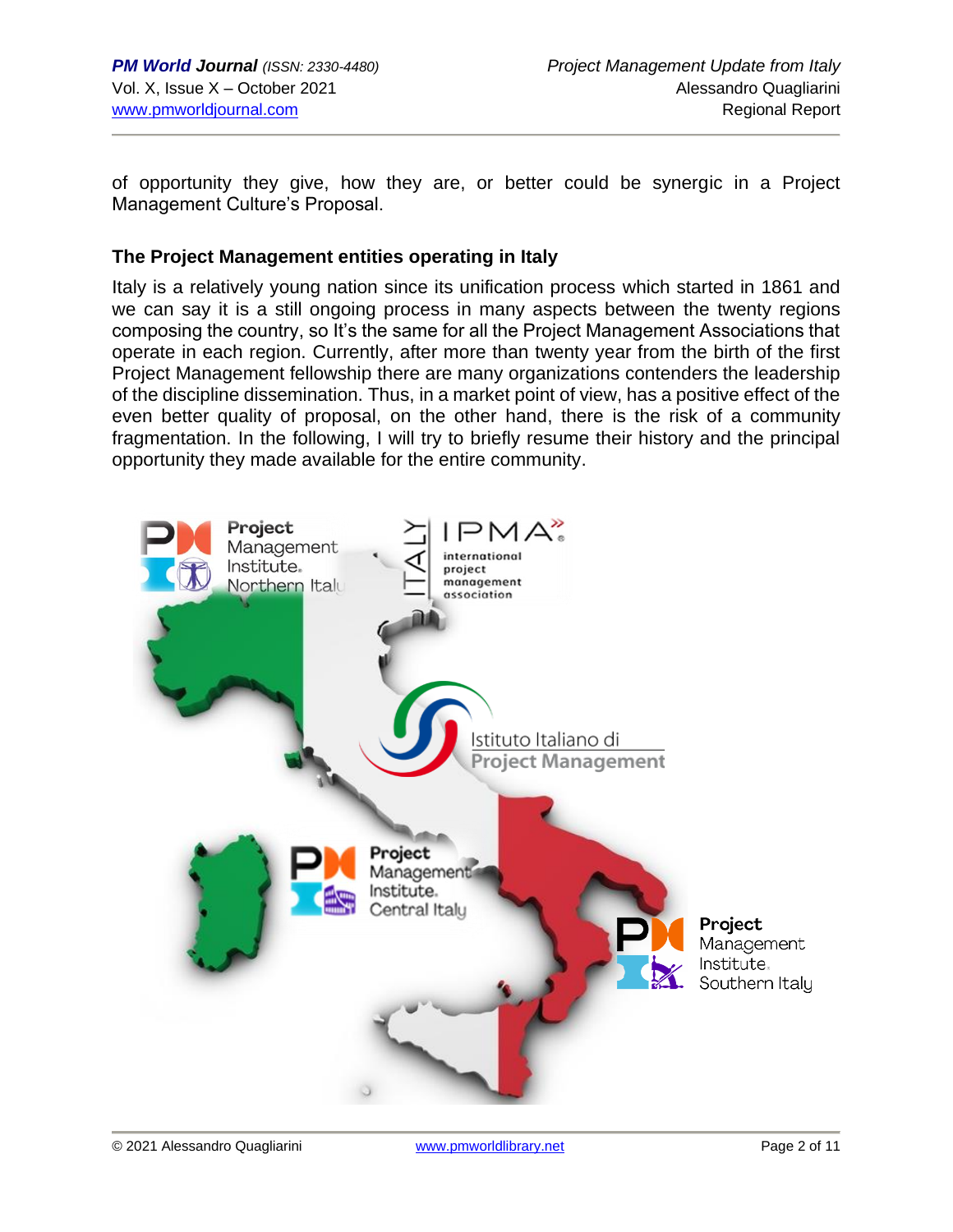of opportunity they give, how they are, or better could be synergic in a Project Management Culture's Proposal.

### The Project Management entities operating in Italy

Italy is a relatively young nation since its unification process which started in 1861 and we can say it is a still ongoing process in many aspects between the twenty regions composing the country, so It's the same for all the Project Management Associations that operate in each region. Currently, after more than twenty year from the birth of the first Project Management fellowship there are many organizations contenders the leadership of the discipline dissemination. Thus, in a market point of view, has a positive effect of the even better quality of proposal, on the other hand, there is the risk of a community fragmentation. In the following, I will try to briefly resume their history and the principal opportunity they made available for the entire community.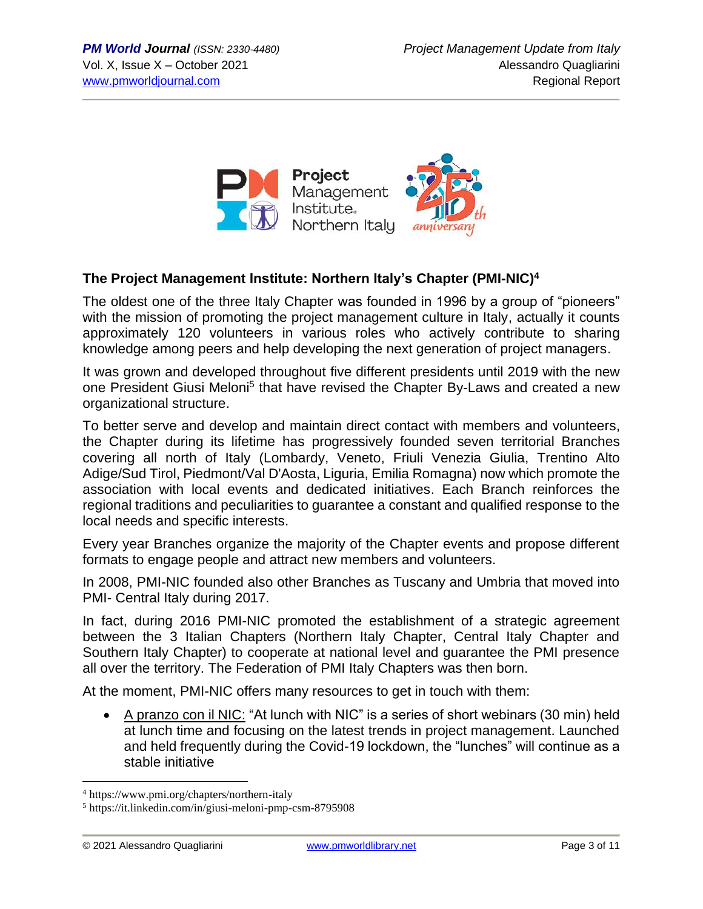## The Project Management Institute: Northern Italy's Chapter (PMI-NIC)[4]

The oldest one of the three Italy Chapter was founded in 1996 by a group of "pioneers" with the mission of promoting the project management culture in Italy, actually it counts approximately 120 volunteers in various roles who actively contribute to sharing knowledge among peers and help developing the next generation of project managers.

It was grown and developed throughout five different presidents until 2019 with the new one President Giusi Meloni[5] that have revised the Chapter By-Laws and created a new organizational structure.

To better serve and develop and maintain direct contact with members and volunteers, the Chapter during its lifetime has progressively founded seven territorial Branches covering all north of Italy (Lombardy, Veneto, Friuli Venezia Giulia, Trentino Alto Adige/Sud Tirol, Piedmont/Val D'Aosta, Liguria, Emilia Romagna) now which promote the association with local events and dedicated initiatives. Each Branch reinforces the regional traditions and peculiarities to guarantee a constant and qualified response to the local needs and specific interests.

Every year Branches organize the majority of the Chapter events and propose different formats to engage people and attract new members and volunteers.

In 2008, PMI-NIC founded also other Branches as Tuscany and Umbria that moved into PMI- Central Italy during 2017.

In fact, during 2016 PMI-NIC promoted the establishment of a strategic agreement between the 3 Italian Chapters (Northern Italy Chapter, Central Italy Chapter and Southern Italy Chapter) to cooperate at national level and guarantee the PMI presence all over the territory. The Federation of PMI Italy Chapters was then born.

At the moment, PMI-NIC offers many resources to get in touch with them:

- A pranzo con il NIC: "At lunch with NIC" is a series of short webinars (30 min) held at lunch time and focusing on the latest trends in project management. Launched and held frequently during the Covid-19 lockdown, the "lunches" will continue as a stable initiative

---

[4] https://www.pmi.org/chapters/northern-italy

[5] https://it.linkedin.com/in/giusi-meloni-pmp-csm-8795908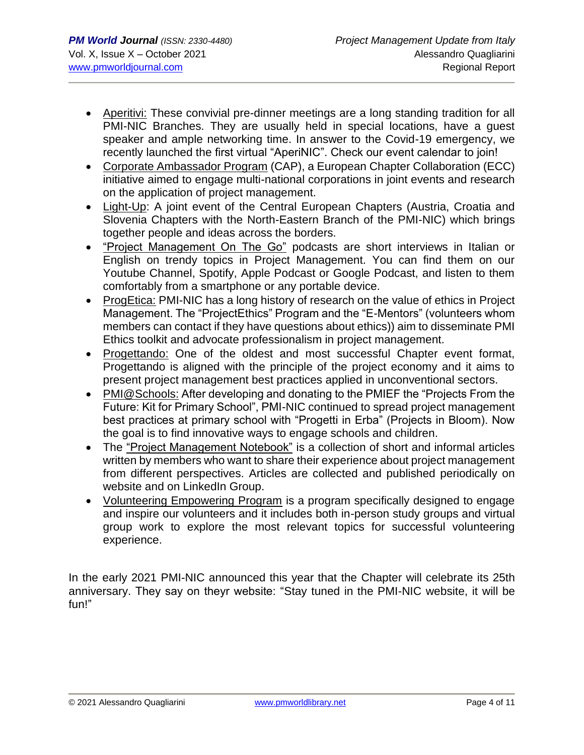- Aperitivi: These convivial pre-dinner meetings are a long standing tradition for all PMI-NIC Branches. They are usually held in special locations, have a guest speaker and ample networking time. In answer to the Covid-19 emergency, we recently launched the first virtual "AperiNIC". Check our event calendar to join!
- Corporate Ambassador Program (CAP), a European Chapter Collaboration (ECC) initiative aimed to engage multi-national corporations in joint events and research on the application of project management.
- Light-Up: A joint event of the Central European Chapters (Austria, Croatia and Slovenia Chapters with the North-Eastern Branch of the PMI-NIC) which brings together people and ideas across the borders.
- "Project Management On The Go" podcasts are short interviews in Italian or English on trendy topics in Project Management. You can find them on our Youtube Channel, Spotify, Apple Podcast or Google Podcast, and listen to them comfortably from a smartphone or any portable device.
- ProgEtica: PMI-NIC has a long history of research on the value of ethics in Project Management. The "ProjectEthics" Program and the "E-Mentors" (volunteers whom members can contact if they have questions about ethics)) aim to disseminate PMI Ethics toolkit and advocate professionalism in project management.
- Progettando: One of the oldest and most successful Chapter event format, Progettando is aligned with the principle of the project economy and it aims to present project management best practices applied in unconventional sectors.
- PMI@Schools: After developing and donating to the PMIEF the "Projects From the Future: Kit for Primary School", PMI-NIC continued to spread project management best practices at primary school with "Progetti in Erba" (Projects in Bloom). Now the goal is to find innovative ways to engage schools and children.
- The "Project Management Notebook" is a collection of short and informal articles written by members who want to share their experience about project management from different perspectives. Articles are collected and published periodically on website and on LinkedIn Group.
- Volunteering Empowering Program is a program specifically designed to engage and inspire our volunteers and it includes both in-person study groups and virtual group work to explore the most relevant topics for successful volunteering experience.

In the early 2021 PMI-NIC announced this year that the Chapter will celebrate its 25th anniversary. They say on theyr website: "Stay tuned in the PMI-NIC website, it will be fun!"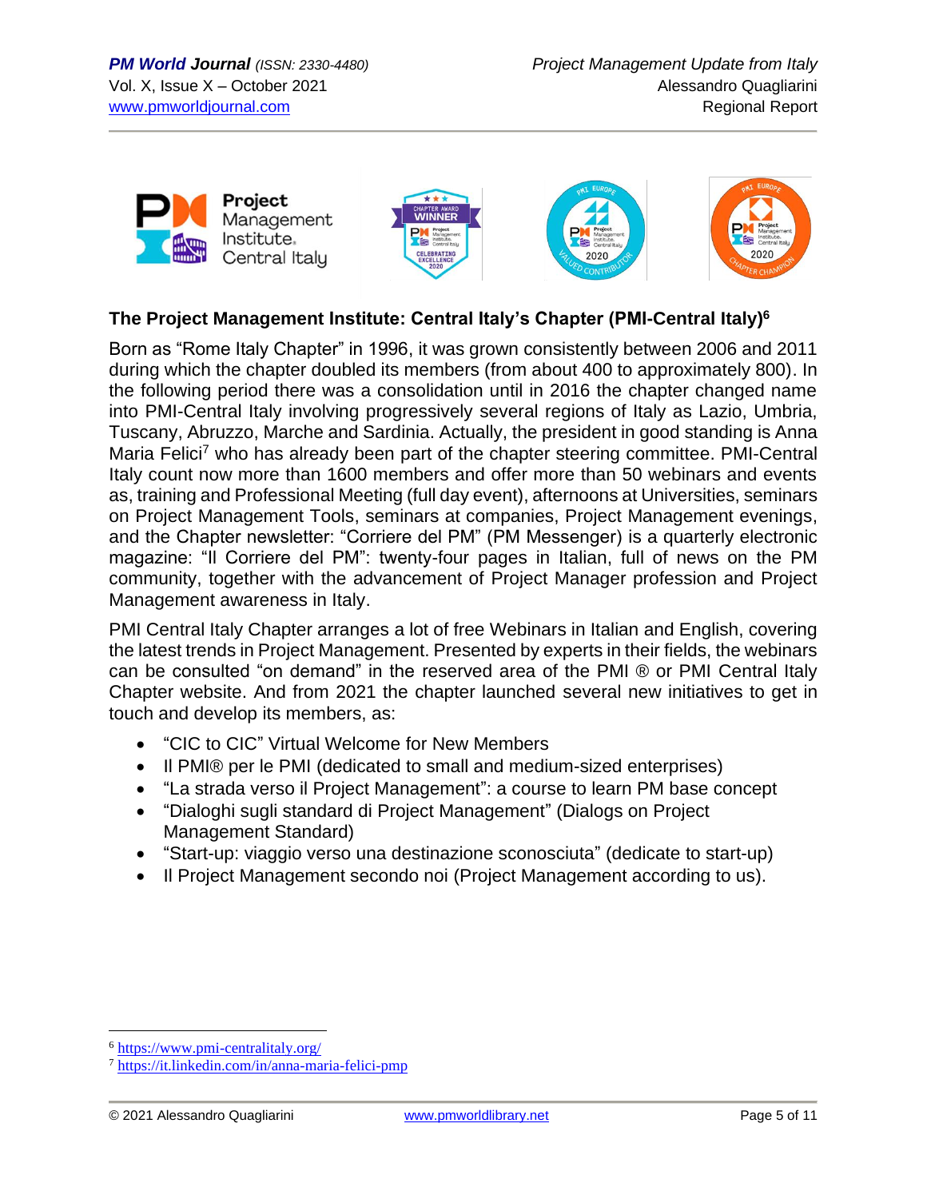## The Project Management Institute: Central Italy's Chapter (PMI-Central Italy)[6]

Born as "Rome Italy Chapter" in 1996, it was grown consistently between 2006 and 2011 during which the chapter doubled its members (from about 400 to approximately 800). In the following period there was a consolidation until in 2016 the chapter changed name into PMI-Central Italy involving progressively several regions of Italy as Lazio, Umbria, Tuscany, Abruzzo, Marche and Sardinia. Actually, the president in good standing is Anna Maria Felici[7] who has already been part of the chapter steering committee. PMI-Central Italy count now more than 1600 members and offer more than 50 webinars and events as, training and Professional Meeting (full day event), afternoons at Universities, seminars on Project Management Tools, seminars at companies, Project Management evenings, and the Chapter newsletter: "Corriere del PM" (PM Messenger) is a quarterly electronic magazine: "Il Corriere del PM": twenty-four pages in Italian, full of news on the PM community, together with the advancement of Project Manager profession and Project Management awareness in Italy.

PMI Central Italy Chapter arranges a lot of free Webinars in Italian and English, covering the latest trends in Project Management. Presented by experts in their fields, the webinars can be consulted "on demand" in the reserved area of the PMI ® or PMI Central Italy Chapter website. And from 2021 the chapter launched several new initiatives to get in touch and develop its members, as:

- "CIC to CIC" Virtual Welcome for New Members
- Il PMI® per le PMI (dedicated to small and medium-sized enterprises)
- "La strada verso il Project Management": a course to learn PM base concept
- "Dialoghi sugli standard di Project Management" (Dialogs on Project Management Standard)
- "Start-up: viaggio verso una destinazione sconosciuta" (dedicate to start-up)
- Il Project Management secondo noi (Project Management according to us).

---

[6] https://www.pmi-centralitaly.org/

[7] https://it.linkedin.com/in/anna-maria-felici-pmp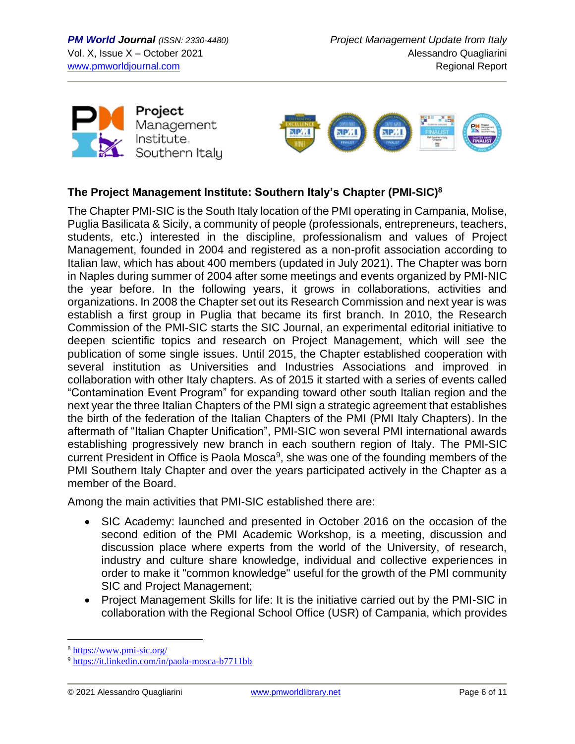### The Project Management Institute: Southern Italy's Chapter (PMI-SIC)[8]

The Chapter PMI-SIC is the South Italy location of the PMI operating in Campania, Molise, Puglia Basilicata & Sicily, a community of people (professionals, entrepreneurs, teachers, students, etc.) interested in the discipline, professionalism and values of Project Management, founded in 2004 and registered as a non-profit association according to Italian law, which has about 400 members (updated in July 2021). The Chapter was born in Naples during summer of 2004 after some meetings and events organized by PMI-NIC the year before. In the following years, it grows in collaborations, activities and organizations. In 2008 the Chapter set out its Research Commission and next year is was establish a first group in Puglia that became its first branch. In 2010, the Research Commission of the PMI-SIC starts the SIC Journal, an experimental editorial initiative to deepen scientific topics and research on Project Management, which will see the publication of some single issues. Until 2015, the Chapter established cooperation with several institution as Universities and Industries Associations and improved in collaboration with other Italy chapters. As of 2015 it started with a series of events called "Contamination Event Program" for expanding toward other south Italian region and the next year the three Italian Chapters of the PMI sign a strategic agreement that establishes the birth of the federation of the Italian Chapters of the PMI (PMI Italy Chapters). In the aftermath of "Italian Chapter Unification", PMI-SIC won several PMI international awards establishing progressively new branch in each southern region of Italy. The PMI-SIC current President in Office is Paola Mosca[9], she was one of the founding members of the PMI Southern Italy Chapter and over the years participated actively in the Chapter as a member of the Board.

Among the main activities that PMI-SIC established there are:

- SIC Academy: launched and presented in October 2016 on the occasion of the second edition of the PMI Academic Workshop, is a meeting, discussion and discussion place where experts from the world of the University, of research, industry and culture share knowledge, individual and collective experiences in order to make it "common knowledge" useful for the growth of the PMI community SIC and Project Management;
- Project Management Skills for life: It is the initiative carried out by the PMI-SIC in collaboration with the Regional School Office (USR) of Campania, which provides

---

[8] https://www.pmi-sic.org/

[9] https://it.linkedin.com/in/paola-mosca-b7711bb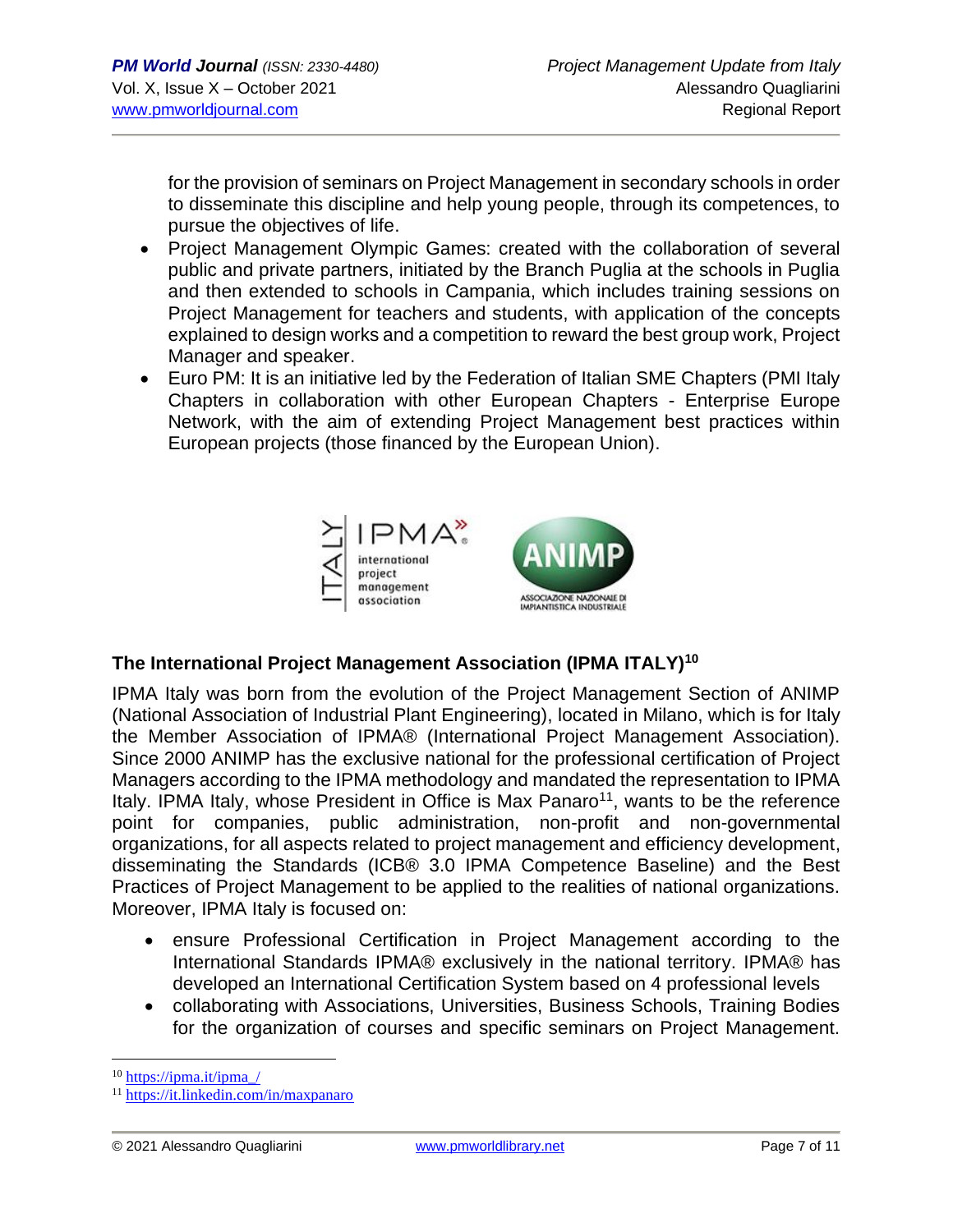for the provision of seminars on Project Management in secondary schools in order to disseminate this discipline and help young people, through its competences, to pursue the objectives of life.

- Project Management Olympic Games: created with the collaboration of several public and private partners, initiated by the Branch Puglia at the schools in Puglia and then extended to schools in Campania, which includes training sessions on Project Management for teachers and students, with application of the concepts explained to design works and a competition to reward the best group work, Project Manager and speaker.
- Euro PM: It is an initiative led by the Federation of Italian SME Chapters (PMI Italy Chapters in collaboration with other European Chapters - Enterprise Europe Network, with the aim of extending Project Management best practices within European projects (those financed by the European Union).

### The International Project Management Association (IPMA ITALY)[10]

IPMA Italy was born from the evolution of the Project Management Section of ANIMP (National Association of Industrial Plant Engineering), located in Milano, which is for Italy the Member Association of IPMA® (International Project Management Association). Since 2000 ANIMP has the exclusive national for the professional certification of Project Managers according to the IPMA methodology and mandated the representation to IPMA Italy. IPMA Italy, whose President in Office is Max Panaro[11], wants to be the reference point for companies, public administration, non-profit and non-governmental organizations, for all aspects related to project management and efficiency development, disseminating the Standards (ICB® 3.0 IPMA Competence Baseline) and the Best Practices of Project Management to be applied to the realities of national organizations. Moreover, IPMA Italy is focused on:

- ensure Professional Certification in Project Management according to the International Standards IPMA® exclusively in the national territory. IPMA® has developed an International Certification System based on 4 professional levels
- collaborating with Associations, Universities, Business Schools, Training Bodies for the organization of courses and specific seminars on Project Management.

---

[10] https://ipma.it/ipma_/

[11] https://it.linkedin.com/in/maxpanaro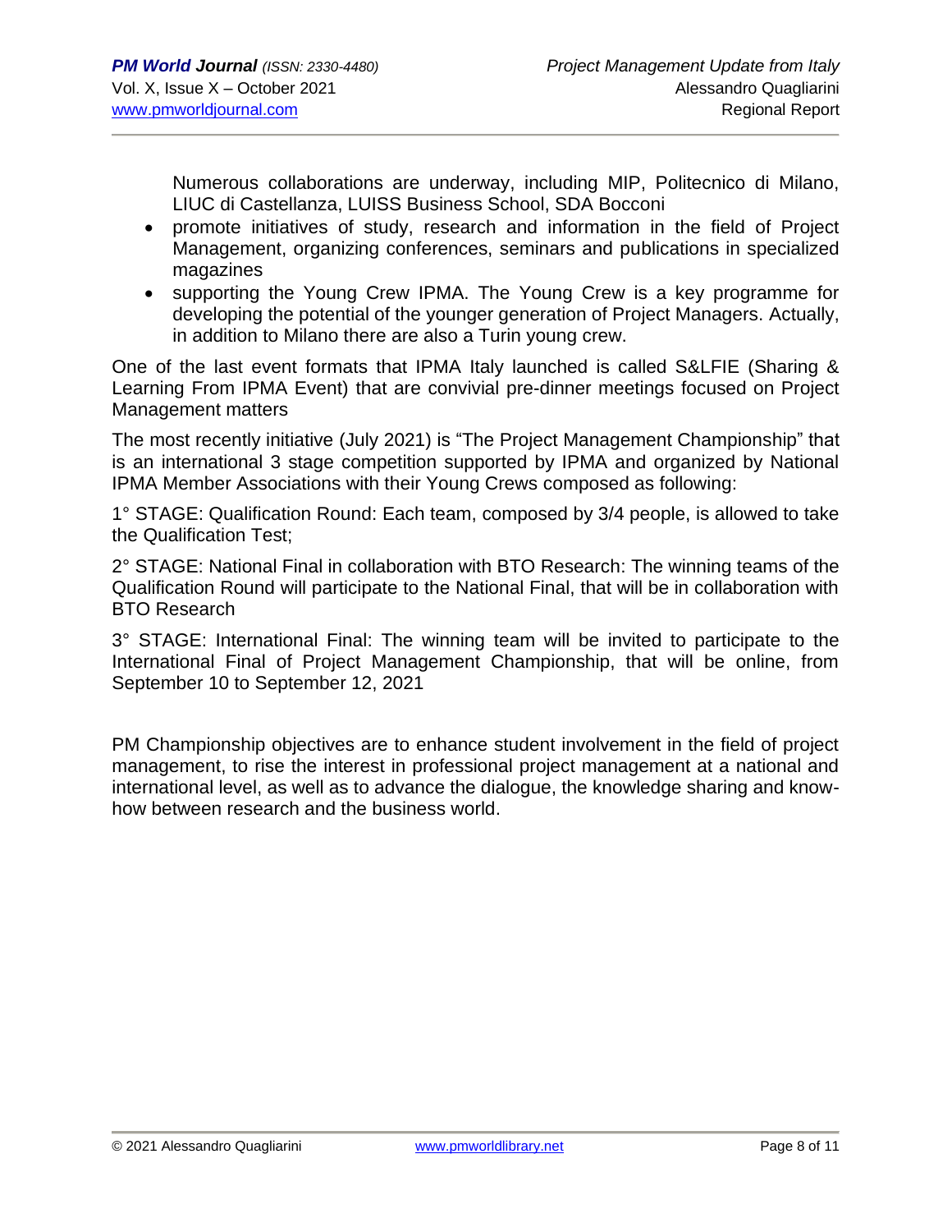Numerous collaborations are underway, including MIP, Politecnico di Milano, LIUC di Castellanza, LUISS Business School, SDA Bocconi

- promote initiatives of study, research and information in the field of Project Management, organizing conferences, seminars and publications in specialized magazines
- supporting the Young Crew IPMA. The Young Crew is a key programme for developing the potential of the younger generation of Project Managers. Actually, in addition to Milano there are also a Turin young crew.

One of the last event formats that IPMA Italy launched is called S&LFIE (Sharing & Learning From IPMA Event) that are convivial pre-dinner meetings focused on Project Management matters

The most recently initiative (July 2021) is "The Project Management Championship" that is an international 3 stage competition supported by IPMA and organized by National IPMA Member Associations with their Young Crews composed as following:

1° STAGE: Qualification Round: Each team, composed by 3/4 people, is allowed to take the Qualification Test;

2° STAGE: National Final in collaboration with BTO Research: The winning teams of the Qualification Round will participate to the National Final, that will be in collaboration with BTO Research

3° STAGE: International Final: The winning team will be invited to participate to the International Final of Project Management Championship, that will be online, from September 10 to September 12, 2021

PM Championship objectives are to enhance student involvement in the field of project management, to rise the interest in professional project management at a national and international level, as well as to advance the dialogue, the knowledge sharing and know-how between research and the business world.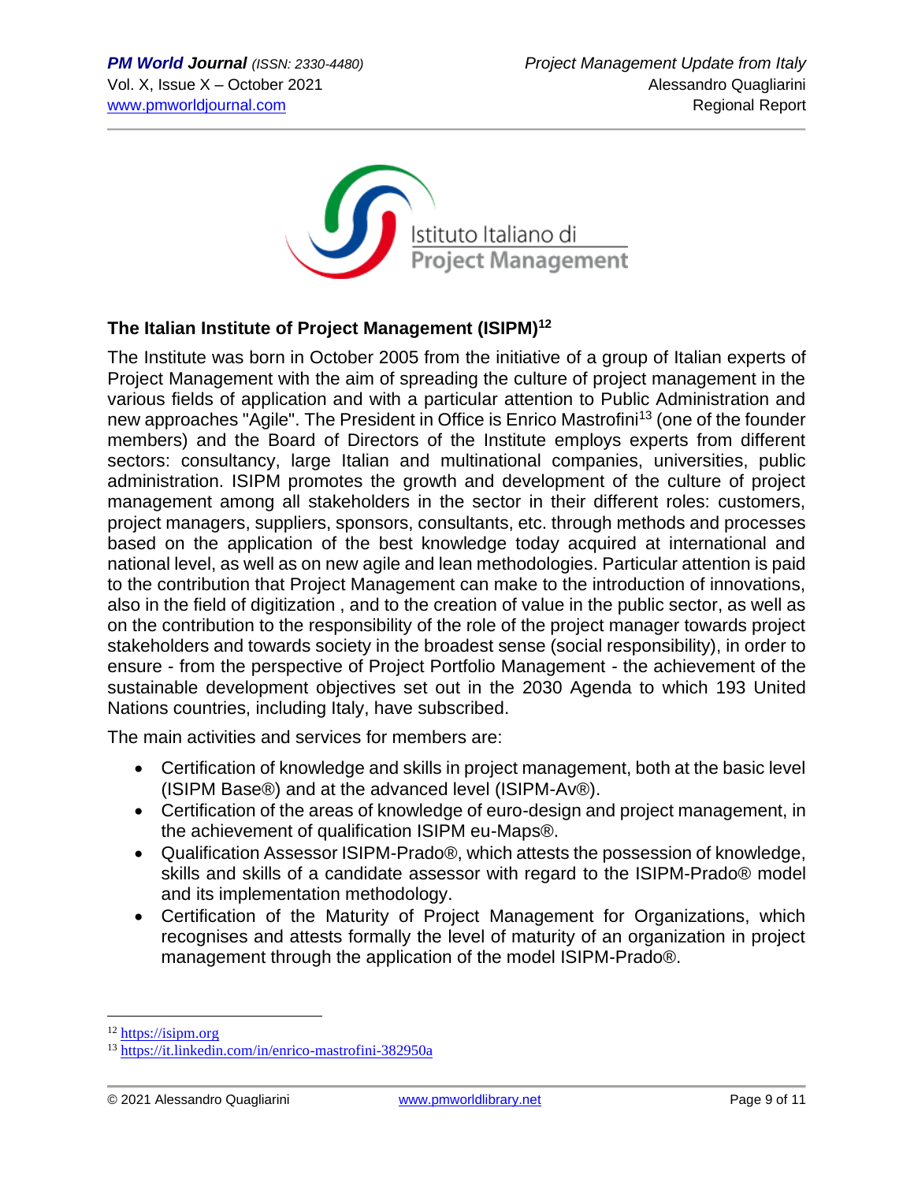## The Italian Institute of Project Management (ISIPM)[12]

The Institute was born in October 2005 from the initiative of a group of Italian experts of Project Management with the aim of spreading the culture of project management in the various fields of application and with a particular attention to Public Administration and new approaches "Agile". The President in Office is Enrico Mastrofini[13] (one of the founder members) and the Board of Directors of the Institute employs experts from different sectors: consultancy, large Italian and multinational companies, universities, public administration. ISIPM promotes the growth and development of the culture of project management among all stakeholders in the sector in their different roles: customers, project managers, suppliers, sponsors, consultants, etc. through methods and processes based on the application of the best knowledge today acquired at international and national level, as well as on new agile and lean methodologies. Particular attention is paid to the contribution that Project Management can make to the introduction of innovations, also in the field of digitization , and to the creation of value in the public sector, as well as on the contribution to the responsibility of the role of the project manager towards project stakeholders and towards society in the broadest sense (social responsibility), in order to ensure - from the perspective of Project Portfolio Management - the achievement of the sustainable development objectives set out in the 2030 Agenda to which 193 United Nations countries, including Italy, have subscribed.

The main activities and services for members are:

- Certification of knowledge and skills in project management, both at the basic level (ISIPM Base®) and at the advanced level (ISIPM-Av®).
- Certification of the areas of knowledge of euro-design and project management, in the achievement of qualification ISIPM eu-Maps®.
- Qualification Assessor ISIPM-Prado®, which attests the possession of knowledge, skills and skills of a candidate assessor with regard to the ISIPM-Prado® model and its implementation methodology.
- Certification of the Maturity of Project Management for Organizations, which recognises and attests formally the level of maturity of an organization in project management through the application of the model ISIPM-Prado®.

---

[12] https://isipm.org

[13] https://it.linkedin.com/in/enrico-mastrofini-382950a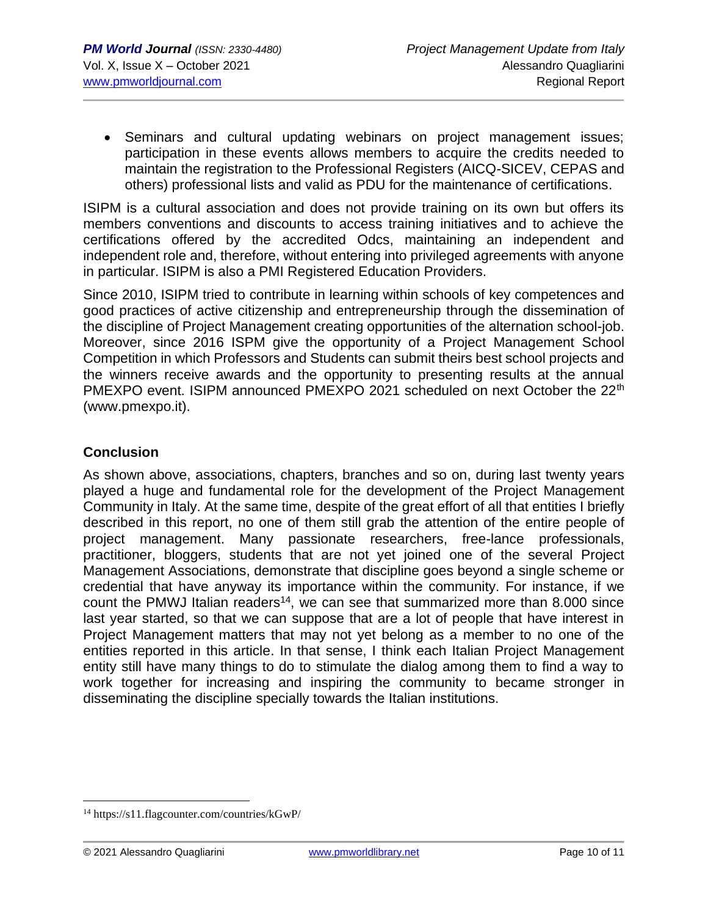- Seminars and cultural updating webinars on project management issues; participation in these events allows members to acquire the credits needed to maintain the registration to the Professional Registers (AICQ-SICEV, CEPAS and others) professional lists and valid as PDU for the maintenance of certifications.

ISIPM is a cultural association and does not provide training on its own but offers its members conventions and discounts to access training initiatives and to achieve the certifications offered by the accredited Odcs, maintaining an independent and independent role and, therefore, without entering into privileged agreements with anyone in particular. ISIPM is also a PMI Registered Education Providers.

Since 2010, ISIPM tried to contribute in learning within schools of key competences and good practices of active citizenship and entrepreneurship through the dissemination of the discipline of Project Management creating opportunities of the alternation school-job. Moreover, since 2016 ISPM give the opportunity of a Project Management School Competition in which Professors and Students can submit theirs best school projects and the winners receive awards and the opportunity to presenting results at the annual PMEXPO event. ISIPM announced PMEXPO 2021 scheduled on next October the 22th (www.pmexpo.it).

## Conclusion

As shown above, associations, chapters, branches and so on, during last twenty years played a huge and fundamental role for the development of the Project Management Community in Italy. At the same time, despite of the great effort of all that entities I briefly described in this report, no one of them still grab the attention of the entire people of project management. Many passionate researchers, free-lance professionals, practitioner, bloggers, students that are not yet joined one of the several Project Management Associations, demonstrate that discipline goes beyond a single scheme or credential that have anyway its importance within the community. For instance, if we count the PMWJ Italian readers[14], we can see that summarized more than 8.000 since last year started, so that we can suppose that are a lot of people that have interest in Project Management matters that may not yet belong as a member to no one of the entities reported in this article. In that sense, I think each Italian Project Management entity still have many things to do to stimulate the dialog among them to find a way to work together for increasing and inspiring the community to became stronger in disseminating the discipline specially towards the Italian institutions.

---

[14] https://s11.flagcounter.com/countries/kGwP/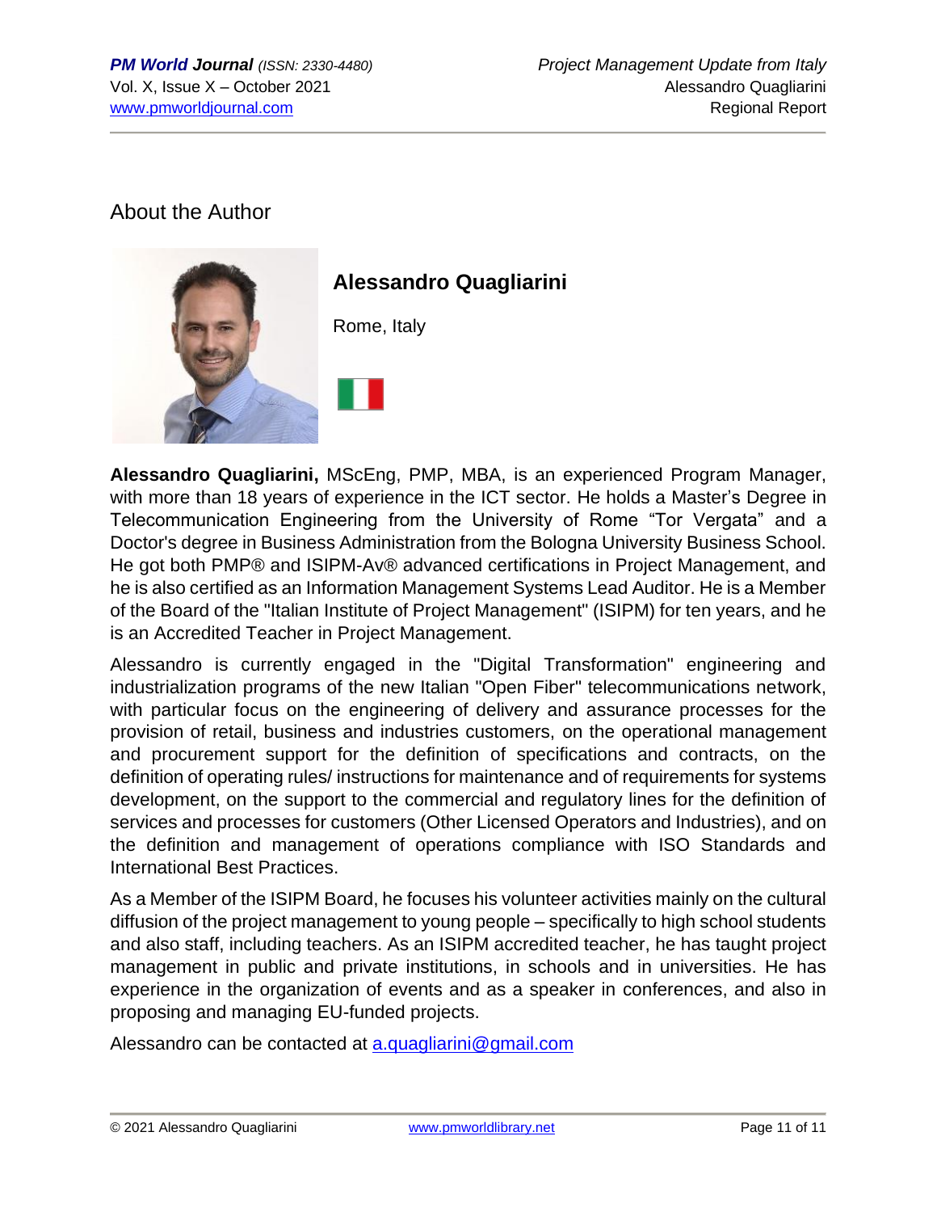## About the Author

### Alessandro Quagliarini

Rome, Italy

**Alessandro Quagliarini,** MScEng, PMP, MBA, is an experienced Program Manager, with more than 18 years of experience in the ICT sector. He holds a Master's Degree in Telecommunication Engineering from the University of Rome "Tor Vergata" and a Doctor's degree in Business Administration from the Bologna University Business School. He got both PMP® and ISIPM-Av® advanced certifications in Project Management, and he is also certified as an Information Management Systems Lead Auditor. He is a Member of the Board of the "Italian Institute of Project Management" (ISIPM) for ten years, and he is an Accredited Teacher in Project Management.

Alessandro is currently engaged in the "Digital Transformation" engineering and industrialization programs of the new Italian "Open Fiber" telecommunications network, with particular focus on the engineering of delivery and assurance processes for the provision of retail, business and industries customers, on the operational management and procurement support for the definition of specifications and contracts, on the definition of operating rules/ instructions for maintenance and of requirements for systems development, on the support to the commercial and regulatory lines for the definition of services and processes for customers (Other Licensed Operators and Industries), and on the definition and management of operations compliance with ISO Standards and International Best Practices.

As a Member of the ISIPM Board, he focuses his volunteer activities mainly on the cultural diffusion of the project management to young people – specifically to high school students and also staff, including teachers. As an ISIPM accredited teacher, he has taught project management in public and private institutions, in schools and in universities. He has experience in the organization of events and as a speaker in conferences, and also in proposing and managing EU-funded projects.

Alessandro can be contacted at a.quagliarini@gmail.com